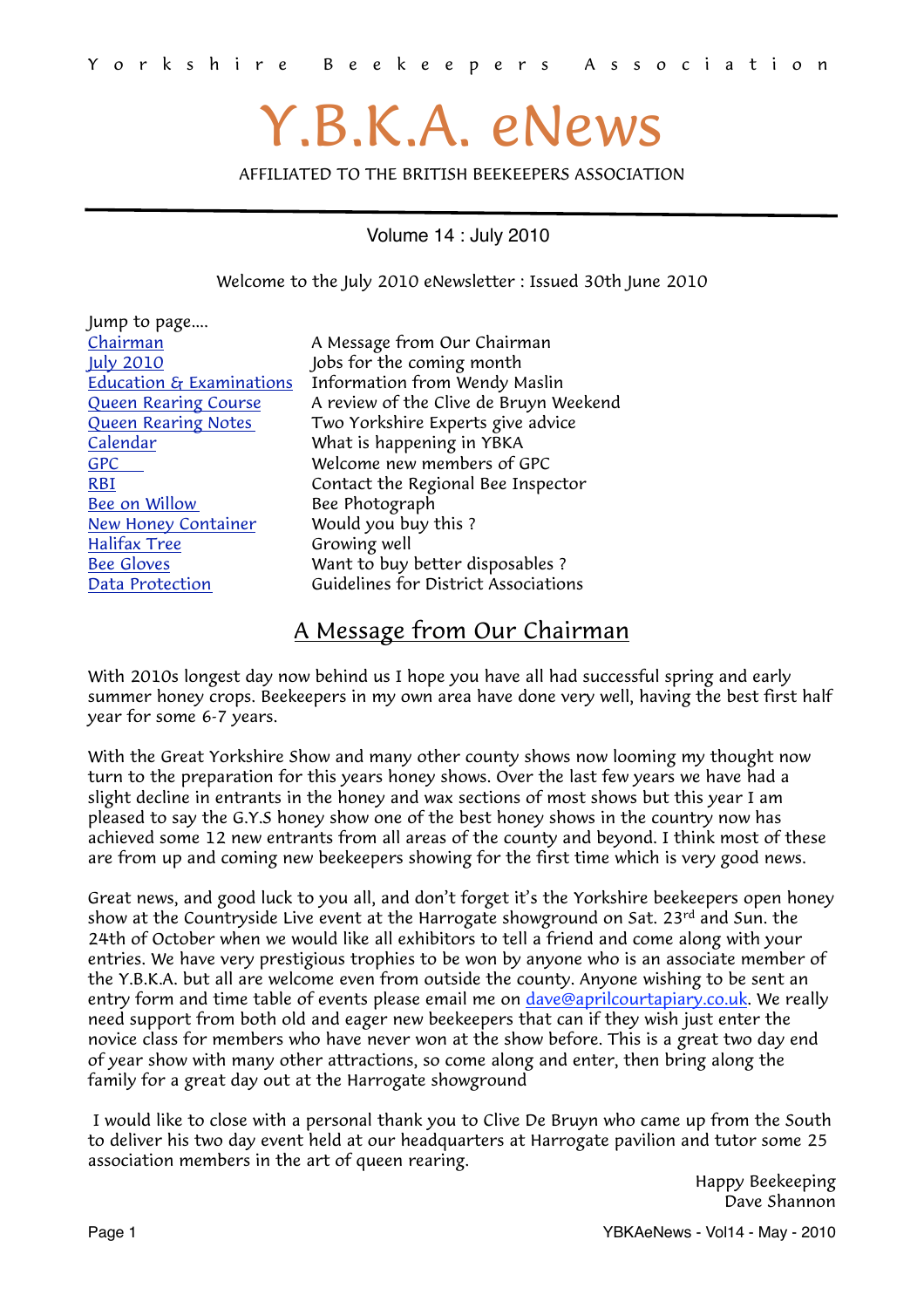Y o r k s h i r e   B e e k e e p e r s   A s s o c i a t i o n

# Y.B.K.A. eNews

AFFILIATED TO THE BRITISH BEEKEEPERS ASSOCIATION

Volume 14 : July 2010

Welcome to the July 2010 eNewsletter : Issued 30th June 2010

Jump to page....

| | |
|---|---|
| Chairman | A Message from Our Chairman |
| July 2010 | Jobs for the coming month |
| Education & Examinations | Information from Wendy Maslin |
| Queen Rearing Course | A review of the Clive de Bruyn Weekend |
| Queen Rearing Notes | Two Yorkshire Experts give advice |
| Calendar | What is happening in YBKA |
| GPC | Welcome new members of GPC |
| RBI | Contact the Regional Bee Inspector |
| Bee on Willow | Bee Photograph |
| New Honey Container | Would you buy this ? |
| Halifax Tree | Growing well |
| Bee Gloves | Want to buy better disposables ? |
| Data Protection | Guidelines for District Associations |

## A Message from Our Chairman

With 2010s longest day now behind us I hope you have all had successful spring and early summer honey crops. Beekeepers in my own area have done very well, having the best first half year for some 6-7 years.

With the Great Yorkshire Show and many other county shows now looming my thought now turn to the preparation for this years honey shows. Over the last few years we have had a slight decline in entrants in the honey and wax sections of most shows but this year I am pleased to say the G.Y.S honey show one of the best honey shows in the country now has achieved some 12 new entrants from all areas of the county and beyond. I think most of these are from up and coming new beekeepers showing for the first time which is very good news.

Great news, and good luck to you all, and don't forget it's the Yorkshire beekeepers open honey show at the Countryside Live event at the Harrogate showground on Sat. 23rd and Sun. the 24th of October when we would like all exhibitors to tell a friend and come along with your entries. We have very prestigious trophies to be won by anyone who is an associate member of the Y.B.K.A. but all are welcome even from outside the county. Anyone wishing to be sent an entry form and time table of events please email me on dave@aprilcourtapiary.co.uk. We really need support from both old and eager new beekeepers that can if they wish just enter the novice class for members who have never won at the show before. This is a great two day end of year show with many other attractions, so come along and enter, then bring along the family for a great day out at the Harrogate showground

I would like to close with a personal thank you to Clive De Bruyn who came up from the South to deliver his two day event held at our headquarters at Harrogate pavilion and tutor some 25 association members in the art of queen rearing.

Happy Beekeeping
Dave Shannon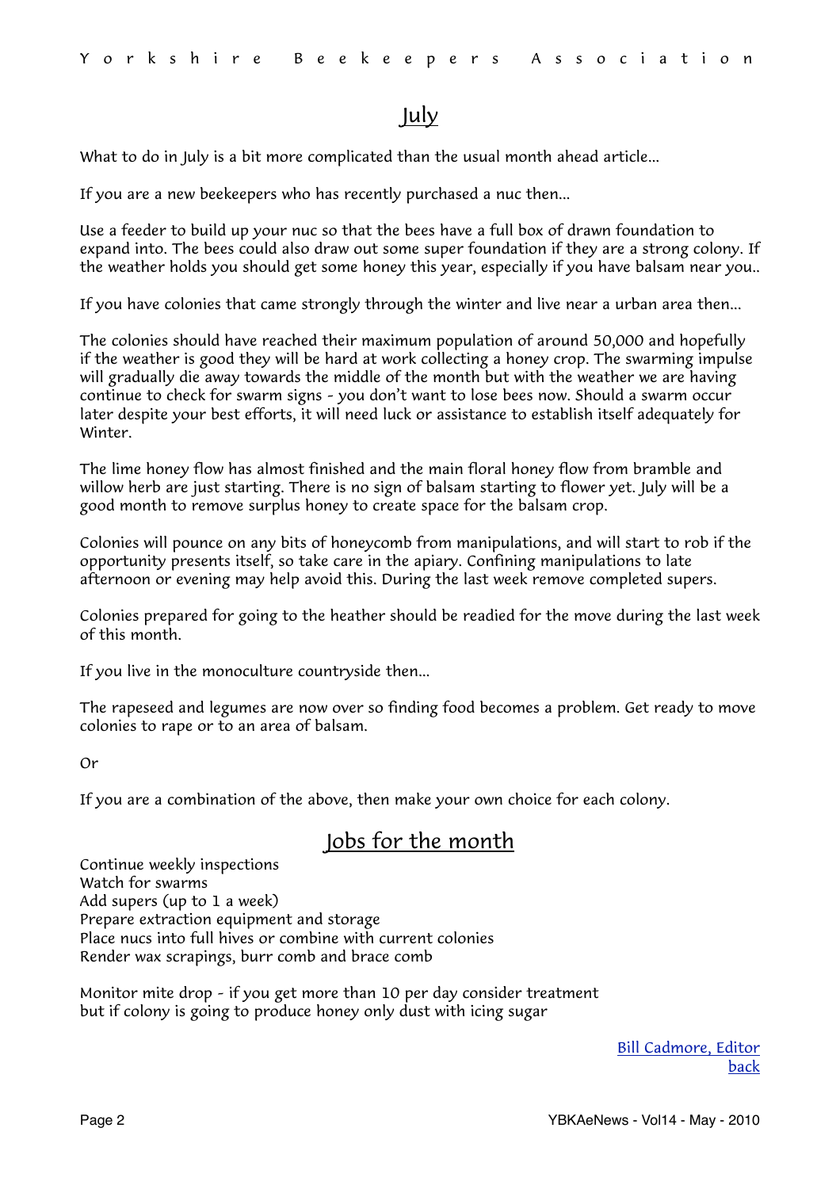# July

What to do in July is a bit more complicated than the usual month ahead article...

If you are a new beekeepers who has recently purchased a nuc then...

Use a feeder to build up your nuc so that the bees have a full box of drawn foundation to expand into. The bees could also draw out some super foundation if they are a strong colony. If the weather holds you should get some honey this year, especially if you have balsam near you..

If you have colonies that came strongly through the winter and live near a urban area then...

The colonies should have reached their maximum population of around 50,000 and hopefully if the weather is good they will be hard at work collecting a honey crop. The swarming impulse will gradually die away towards the middle of the month but with the weather we are having continue to check for swarm signs - you don't want to lose bees now. Should a swarm occur later despite your best efforts, it will need luck or assistance to establish itself adequately for Winter.

The lime honey flow has almost finished and the main floral honey flow from bramble and willow herb are just starting. There is no sign of balsam starting to flower yet. July will be a good month to remove surplus honey to create space for the balsam crop.

Colonies will pounce on any bits of honeycomb from manipulations, and will start to rob if the opportunity presents itself, so take care in the apiary. Confining manipulations to late afternoon or evening may help avoid this. During the last week remove completed supers.

Colonies prepared for going to the heather should be readied for the move during the last week of this month.

If you live in the monoculture countryside then...

The rapeseed and legumes are now over so finding food becomes a problem. Get ready to move colonies to rape or to an area of balsam.

Or

If you are a combination of the above, then make your own choice for each colony.

## Jobs for the month

Continue weekly inspections
Watch for swarms
Add supers (up to 1 a week)
Prepare extraction equipment and storage
Place nucs into full hives or combine with current colonies
Render wax scrapings, burr comb and brace comb

Monitor mite drop - if you get more than 10 per day consider treatment
but if colony is going to produce honey only dust with icing sugar

Bill Cadmore, Editor
back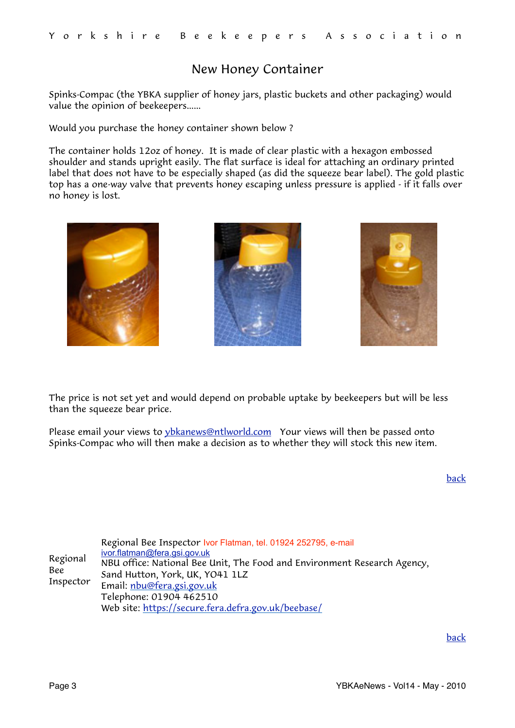# New Honey Container

Spinks-Compac (the YBKA supplier of honey jars, plastic buckets and other packaging) would value the opinion of beekeepers......

Would you purchase the honey container shown below ?

The container holds 12oz of honey. It is made of clear plastic with a hexagon embossed shoulder and stands upright easily. The flat surface is ideal for attaching an ordinary printed label that does not have to be especially shaped (as did the squeeze bear label). The gold plastic top has a one-way valve that prevents honey escaping unless pressure is applied - if it falls over no honey is lost.

The price is not set yet and would depend on probable uptake by beekeepers but will be less than the squeeze bear price.

Please email your views to ybkanews@ntlworld.com Your views will then be passed onto Spinks-Compac who will then make a decision as to whether they will stock this new item.

back

| Regional Bee Inspector | Regional Bee Inspector Ivor Flatman, tel. 01924 252795, e-mail ivor.flatman@fera.gsi.gov.uk<br>NBU office: National Bee Unit, The Food and Environment Research Agency, Sand Hutton, York, UK, YO41 1LZ<br>Email: nbu@fera.gsi.gov.uk<br>Telephone: 01904 462510<br>Web site: https://secure.fera.defra.gov.uk/beebase/ |
|---|---|

back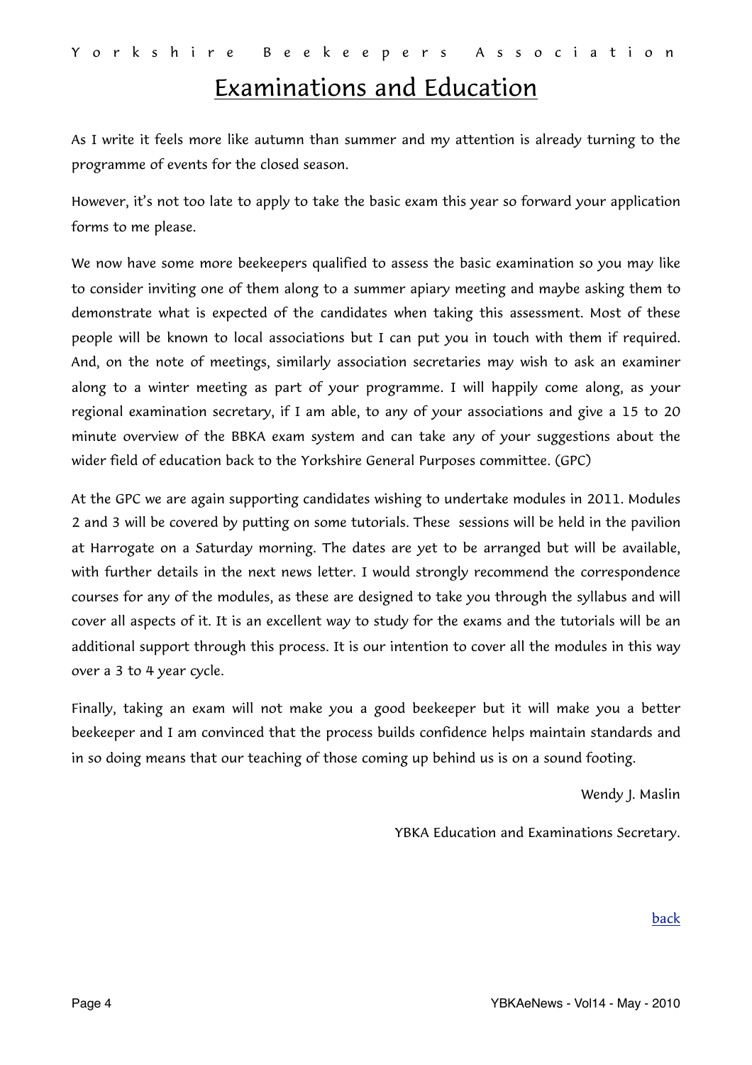# Examinations and Education

As I write it feels more like autumn than summer and my attention is already turning to the programme of events for the closed season.

However, it's not too late to apply to take the basic exam this year so forward your application forms to me please.

We now have some more beekeepers qualified to assess the basic examination so you may like to consider inviting one of them along to a summer apiary meeting and maybe asking them to demonstrate what is expected of the candidates when taking this assessment. Most of these people will be known to local associations but I can put you in touch with them if required. And, on the note of meetings, similarly association secretaries may wish to ask an examiner along to a winter meeting as part of your programme. I will happily come along, as your regional examination secretary, if I am able, to any of your associations and give a 15 to 20 minute overview of the BBKA exam system and can take any of your suggestions about the wider field of education back to the Yorkshire General Purposes committee. (GPC)

At the GPC we are again supporting candidates wishing to undertake modules in 2011. Modules 2 and 3 will be covered by putting on some tutorials. These sessions will be held in the pavilion at Harrogate on a Saturday morning. The dates are yet to be arranged but will be available, with further details in the next news letter. I would strongly recommend the correspondence courses for any of the modules, as these are designed to take you through the syllabus and will cover all aspects of it. It is an excellent way to study for the exams and the tutorials will be an additional support through this process. It is our intention to cover all the modules in this way over a 3 to 4 year cycle.

Finally, taking an exam will not make you a good beekeeper but it will make you a better beekeeper and I am convinced that the process builds confidence helps maintain standards and in so doing means that our teaching of those coming up behind us is on a sound footing.

Wendy J. Maslin

YBKA Education and Examinations Secretary.

back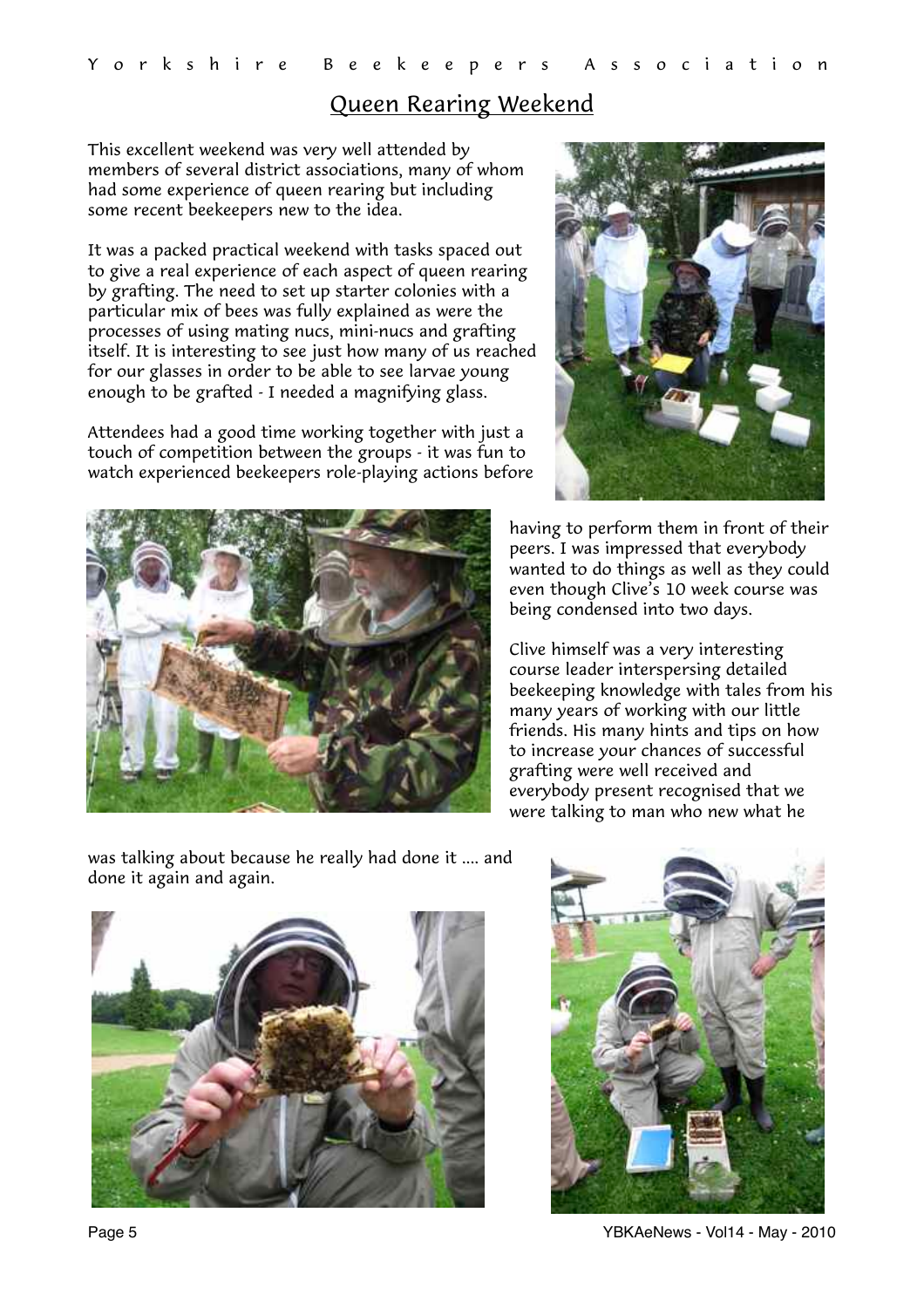# Queen Rearing Weekend

This excellent weekend was very well attended by members of several district associations, many of whom had some experience of queen rearing but including some recent beekeepers new to the idea.

It was a packed practical weekend with tasks spaced out to give a real experience of each aspect of queen rearing by grafting. The need to set up starter colonies with a particular mix of bees was fully explained as were the processes of using mating nucs, mini-nucs and grafting itself. It is interesting to see just how many of us reached for our glasses in order to be able to see larvae young enough to be grafted - I needed a magnifying glass.

Attendees had a good time working together with just a touch of competition between the groups - it was fun to watch experienced beekeepers role-playing actions before having to perform them in front of their peers. I was impressed that everybody wanted to do things as well as they could even though Clive's 10 week course was being condensed into two days.

Clive himself was a very interesting course leader interspersing detailed beekeeping knowledge with tales from his many years of working with our little friends. His many hints and tips on how to increase your chances of successful grafting were well received and everybody present recognised that we were talking to man who new what he was talking about because he really had done it .... and done it again and again.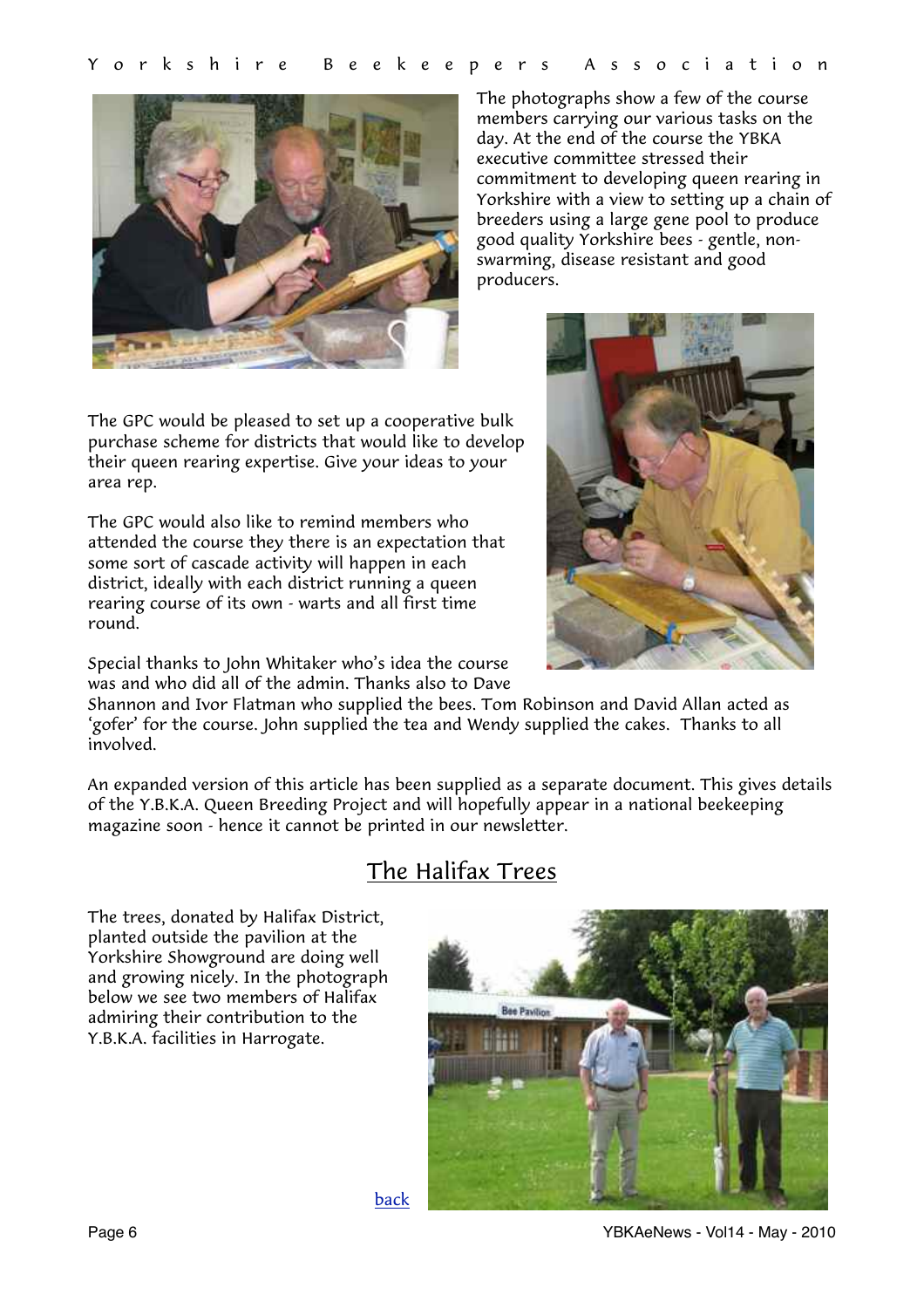The photographs show a few of the course members carrying our various tasks on the day. At the end of the course the YBKA executive committee stressed their commitment to developing queen rearing in Yorkshire with a view to setting up a chain of breeders using a large gene pool to produce good quality Yorkshire bees - gentle, non-swarming, disease resistant and good producers.

The GPC would be pleased to set up a cooperative bulk purchase scheme for districts that would like to develop their queen rearing expertise. Give your ideas to your area rep.

The GPC would also like to remind members who attended the course they there is an expectation that some sort of cascade activity will happen in each district, ideally with each district running a queen rearing course of its own - warts and all first time round.

Special thanks to John Whitaker who's idea the course was and who did all of the admin. Thanks also to Dave Shannon and Ivor Flatman who supplied the bees. Tom Robinson and David Allan acted as 'gofer' for the course. John supplied the tea and Wendy supplied the cakes. Thanks to all involved.

An expanded version of this article has been supplied as a separate document. This gives details of the Y.B.K.A. Queen Breeding Project and will hopefully appear in a national beekeeping magazine soon - hence it cannot be printed in our newsletter.

## The Halifax Trees

The trees, donated by Halifax District, planted outside the pavilion at the Yorkshire Showground are doing well and growing nicely. In the photograph below we see two members of Halifax admiring their contribution to the Y.B.K.A. facilities in Harrogate.

back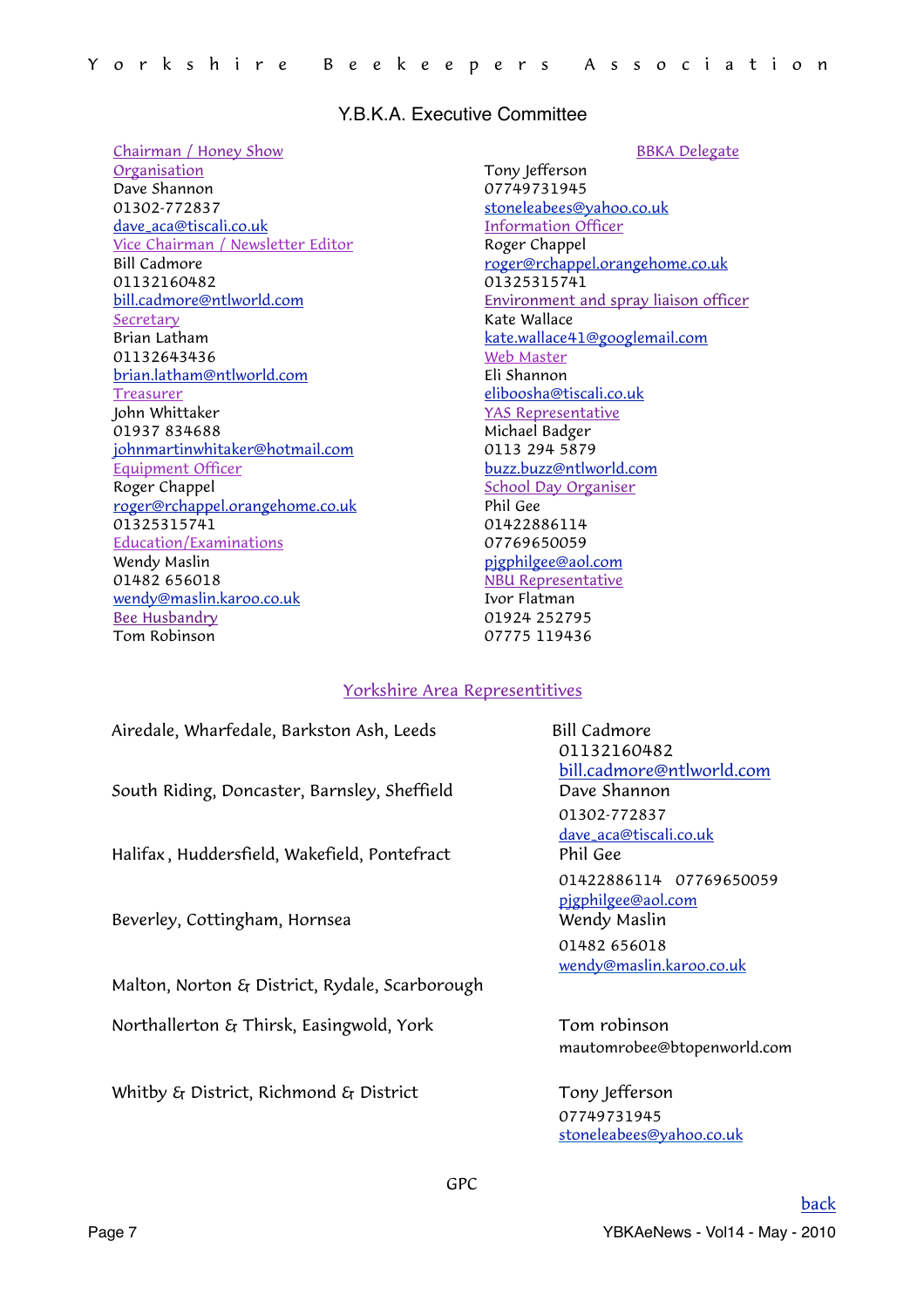## Y.B.K.A. Executive Committee

**Chairman / Honey Show Organisation**
Dave Shannon
01302-772837
dave_aca@tiscali.co.uk

**Vice Chairman / Newsletter Editor**
Bill Cadmore
01132160482
bill.cadmore@ntlworld.com

**Secretary**
Brian Latham
01132643436
brian.latham@ntlworld.com

**Treasurer**
John Whittaker
01937 834688
johnmartinwhitaker@hotmail.com

**Equipment Officer**
Roger Chappel
roger@rchappel.orangehome.co.uk
01325315741

**Education/Examinations**
Wendy Maslin
01482 656018
wendy@maslin.karoo.co.uk

**Bee Husbandry**
Tom Robinson

**BBKA Delegate**
Tony Jefferson
07749731945
stoneleabees@yahoo.co.uk

**Information Officer**
Roger Chappel
roger@rchappel.orangehome.co.uk
01325315741

**Environment and spray liaison officer**
Kate Wallace
kate.wallace41@googlemail.com

**Web Master**
Eli Shannon
eliboosha@tiscali.co.uk

**YAS Representative**
Michael Badger
0113 294 5879
buzz.buzz@ntlworld.com

**School Day Organiser**
Phil Gee
01422886114
07769650059
pjgphilgee@aol.com

**NBU Representative**
Ivor Flatman
01924 252795
07775 119436

## Yorkshire Area Representitives

| Area | Representative |
| --- | --- |
| Airedale, Wharfedale, Barkston Ash, Leeds | Bill Cadmore<br>01132160482<br>bill.cadmore@ntlworld.com |
| South Riding, Doncaster, Barnsley, Sheffield | Dave Shannon<br>01302-772837<br>dave_aca@tiscali.co.uk |
| Halifax, Huddersfield, Wakefield, Pontefract | Phil Gee<br>01422886114 07769650059<br>pjgphilgee@aol.com |
| Beverley, Cottingham, Hornsea | Wendy Maslin<br>01482 656018<br>wendy@maslin.karoo.co.uk |
| Malton, Norton & District, Rydale, Scarborough | |
| Northallerton & Thirsk, Easingwold, York | Tom robinson<br>mautomrobee@btopenworld.com |
| Whitby & District, Richmond & District | Tony Jefferson<br>07749731945<br>stoneleabees@yahoo.co.uk |

GPC

back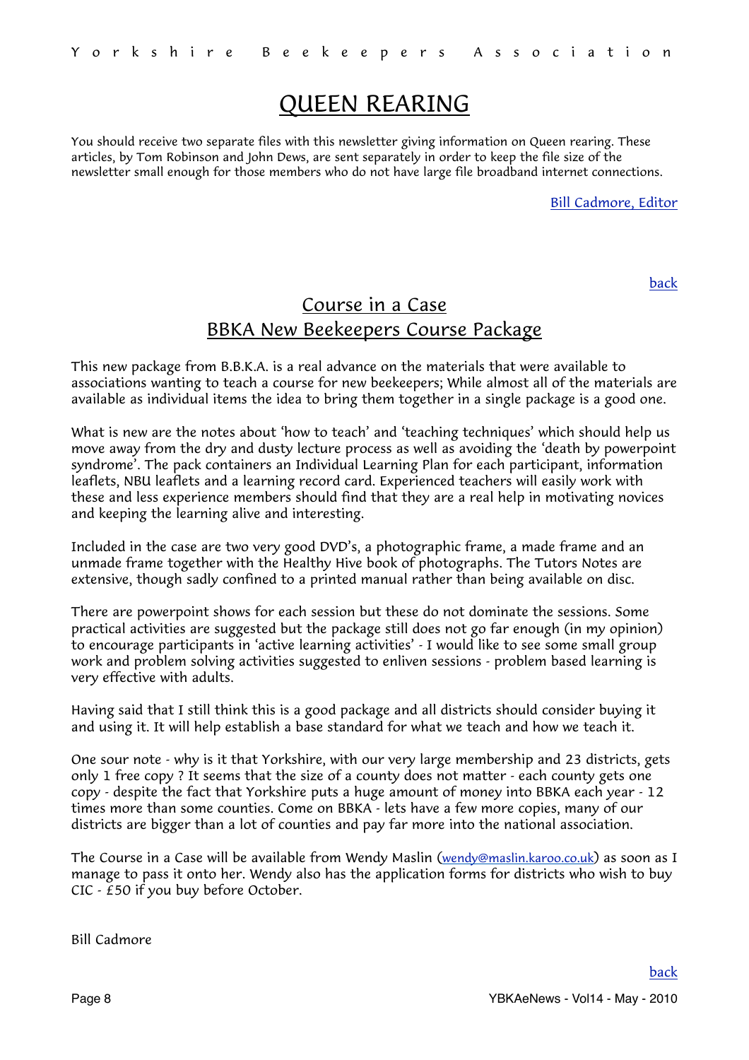# QUEEN REARING

You should receive two separate files with this newsletter giving information on Queen rearing. These articles, by Tom Robinson and John Dews, are sent separately in order to keep the file size of the newsletter small enough for those members who do not have large file broadband internet connections.

Bill Cadmore, Editor

back

## Course in a Case
## BBKA New Beekeepers Course Package

This new package from B.B.K.A. is a real advance on the materials that were available to associations wanting to teach a course for new beekeepers; While almost all of the materials are available as individual items the idea to bring them together in a single package is a good one.

What is new are the notes about 'how to teach' and 'teaching techniques' which should help us move away from the dry and dusty lecture process as well as avoiding the 'death by powerpoint syndrome'. The pack containers an Individual Learning Plan for each participant, information leaflets, NBU leaflets and a learning record card. Experienced teachers will easily work with these and less experience members should find that they are a real help in motivating novices and keeping the learning alive and interesting.

Included in the case are two very good DVD's, a photographic frame, a made frame and an unmade frame together with the Healthy Hive book of photographs. The Tutors Notes are extensive, though sadly confined to a printed manual rather than being available on disc.

There are powerpoint shows for each session but these do not dominate the sessions. Some practical activities are suggested but the package still does not go far enough (in my opinion) to encourage participants in 'active learning activities' - I would like to see some small group work and problem solving activities suggested to enliven sessions - problem based learning is very effective with adults.

Having said that I still think this is a good package and all districts should consider buying it and using it. It will help establish a base standard for what we teach and how we teach it.

One sour note - why is it that Yorkshire, with our very large membership and 23 districts, gets only 1 free copy ? It seems that the size of a county does not matter - each county gets one copy - despite the fact that Yorkshire puts a huge amount of money into BBKA each year - 12 times more than some counties. Come on BBKA - lets have a few more copies, many of our districts are bigger than a lot of counties and pay far more into the national association.

The Course in a Case will be available from Wendy Maslin (wendy@maslin.karoo.co.uk) as soon as I manage to pass it onto her. Wendy also has the application forms for districts who wish to buy CIC - £50 if you buy before October.

Bill Cadmore

back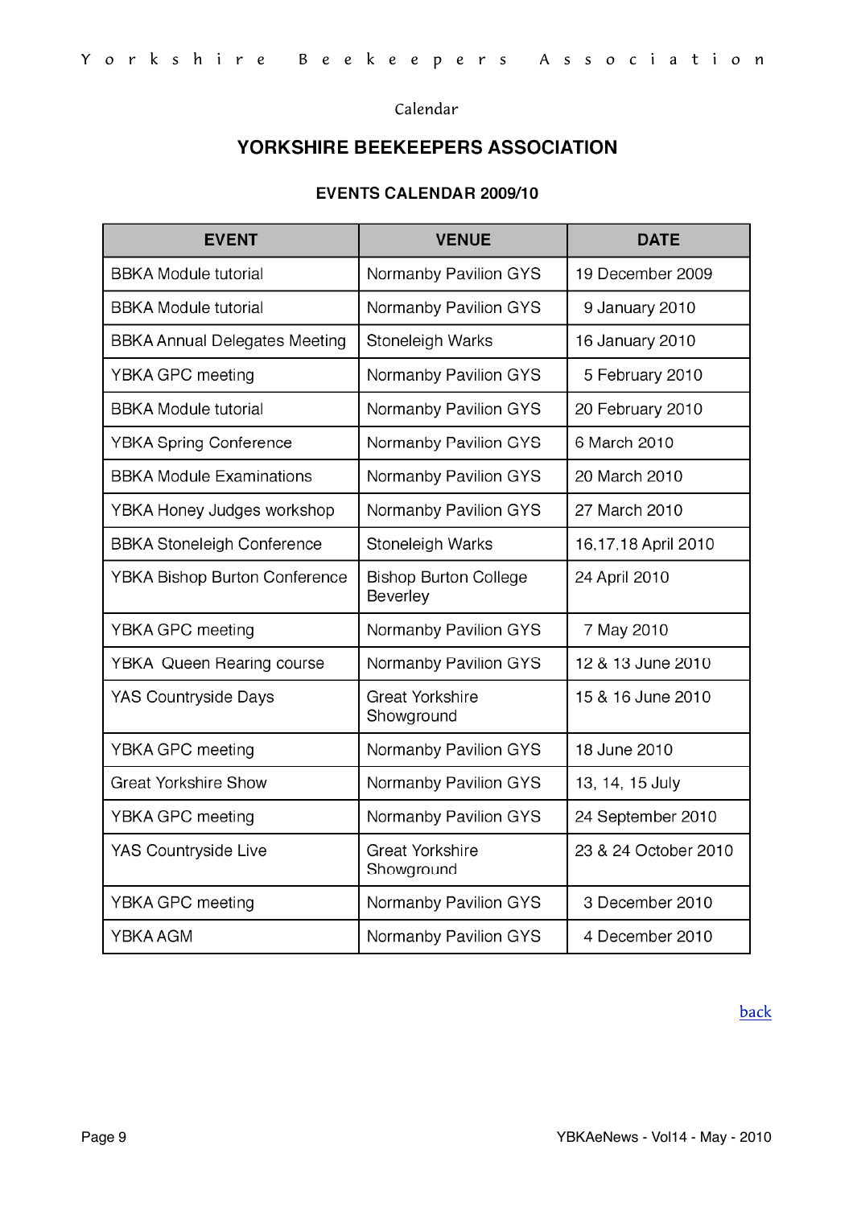Calendar

## YORKSHIRE BEEKEEPERS ASSOCIATION

### EVENTS CALENDAR 2009/10

| EVENT | VENUE | DATE |
|---|---|---|
| BBKA Module tutorial | Normanby Pavilion GYS | 19 December 2009 |
| BBKA Module tutorial | Normanby Pavilion GYS | 9 January 2010 |
| BBKA Annual Delegates Meeting | Stoneleigh Warks | 16 January 2010 |
| YBKA GPC meeting | Normanby Pavilion GYS | 5 February 2010 |
| BBKA Module tutorial | Normanby Pavilion GYS | 20 February 2010 |
| YBKA Spring Conference | Normanby Pavilion GYS | 6 March 2010 |
| BBKA Module Examinations | Normanby Pavilion GYS | 20 March 2010 |
| YBKA Honey Judges workshop | Normanby Pavilion GYS | 27 March 2010 |
| BBKA Stoneleigh Conference | Stoneleigh Warks | 16,17,18 April 2010 |
| YBKA Bishop Burton Conference | Bishop Burton College Beverley | 24 April 2010 |
| YBKA GPC meeting | Normanby Pavilion GYS | 7 May 2010 |
| YBKA Queen Rearing course | Normanby Pavilion GYS | 12 & 13 June 2010 |
| YAS Countryside Days | Great Yorkshire Showground | 15 & 16 June 2010 |
| YBKA GPC meeting | Normanby Pavilion GYS | 18 June 2010 |
| Great Yorkshire Show | Normanby Pavilion GYS | 13, 14, 15 July |
| YBKA GPC meeting | Normanby Pavilion GYS | 24 September 2010 |
| YAS Countryside Live | Great Yorkshire Showground | 23 & 24 October 2010 |
| YBKA GPC meeting | Normanby Pavilion GYS | 3 December 2010 |
| YBKA AGM | Normanby Pavilion GYS | 4 December 2010 |

back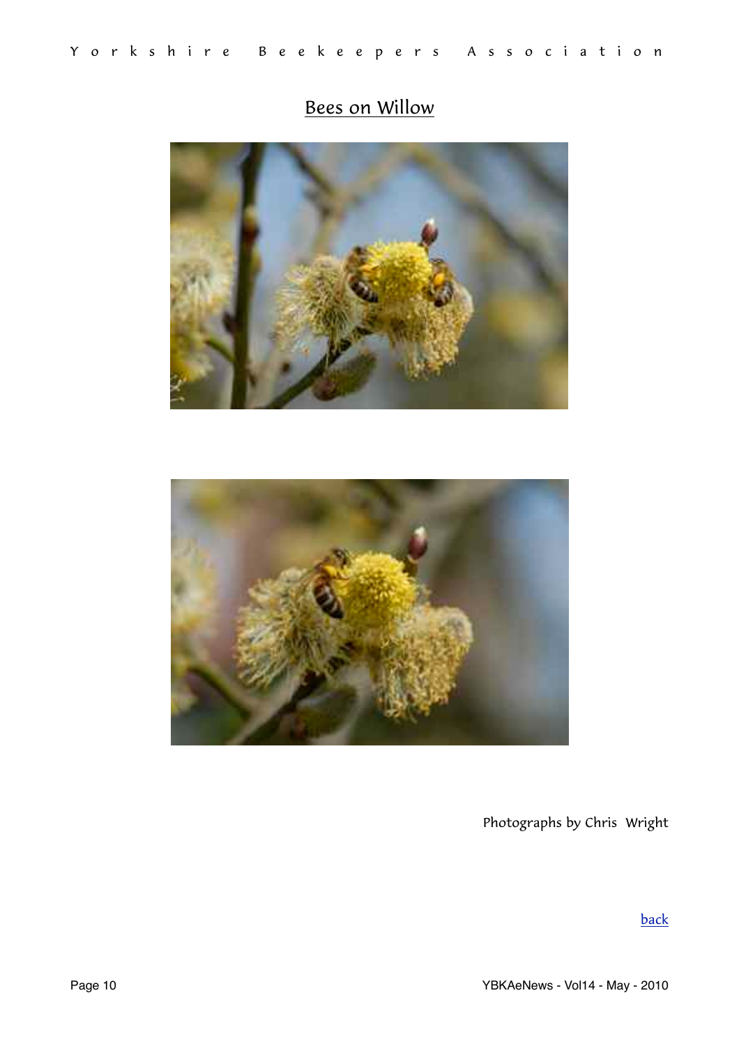## Bees on Willow

Photographs by Chris Wright

back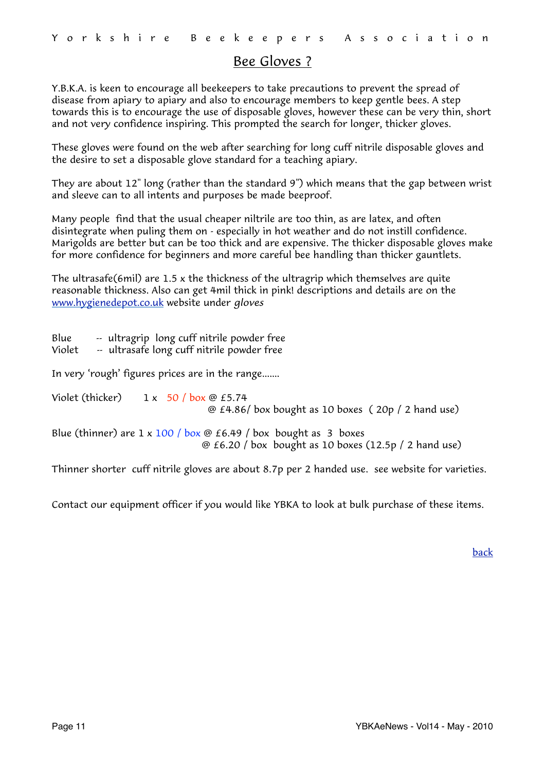# Bee Gloves ?

Y.B.K.A. is keen to encourage all beekeepers to take precautions to prevent the spread of disease from apiary to apiary and also to encourage members to keep gentle bees. A step towards this is to encourage the use of disposable gloves, however these can be very thin, short and not very confidence inspiring. This prompted the search for longer, thicker gloves.

These gloves were found on the web after searching for long cuff nitrile disposable gloves and the desire to set a disposable glove standard for a teaching apiary.

They are about 12" long (rather than the standard 9") which means that the gap between wrist and sleeve can to all intents and purposes be made beeproof.

Many people find that the usual cheaper niltrile are too thin, as are latex, and often disintegrate when puling them on - especially in hot weather and do not instill confidence. Marigolds are better but can be too thick and are expensive. The thicker disposable gloves make for more confidence for beginners and more careful bee handling than thicker gauntlets.

The ultrasafe(6mil) are 1.5 x the thickness of the ultragrip which themselves are quite reasonable thickness. Also can get 4mil thick in pink! descriptions and details are on the [www.hygienedepot.co.uk](http://www.hygienedepot.co.uk) website under *gloves*

Blue -- ultragrip long cuff nitrile powder free
Violet -- ultrasafe long cuff nitrile powder free

In very 'rough' figures prices are in the range.......

Violet (thicker) 1 x 50 / box @ £5.74
@ £4.86/ box bought as 10 boxes ( 20p / 2 hand use)

Blue (thinner) are 1 x 100 / box @ £6.49 / box bought as 3 boxes
@ £6.20 / box bought as 10 boxes (12.5p / 2 hand use)

Thinner shorter cuff nitrile gloves are about 8.7p per 2 handed use. see website for varieties.

Contact our equipment officer if you would like YBKA to look at bulk purchase of these items.

back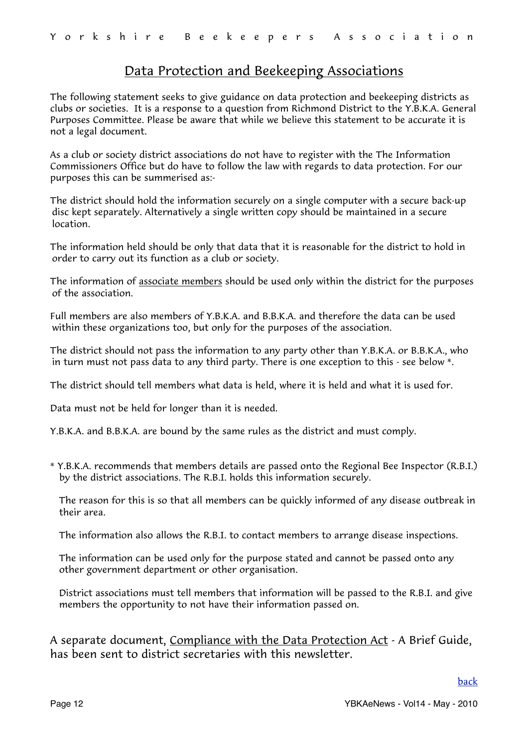## Data Protection and Beekeeping Associations

The following statement seeks to give guidance on data protection and beekeeping districts as clubs or societies. It is a response to a question from Richmond District to the Y.B.K.A. General Purposes Committee. Please be aware that while we believe this statement to be accurate it is not a legal document.

As a club or society district associations do not have to register with the The Information Commissioners Office but do have to follow the law with regards to data protection. For our purposes this can be summerised as:-

The district should hold the information securely on a single computer with a secure back-up disc kept separately. Alternatively a single written copy should be maintained in a secure location.

The information held should be only that data that it is reasonable for the district to hold in order to carry out its function as a club or society.

The information of associate members should be used only within the district for the purposes of the association.

Full members are also members of Y.B.K.A. and B.B.K.A. and therefore the data can be used within these organizations too, but only for the purposes of the association.

The district should not pass the information to any party other than Y.B.K.A. or B.B.K.A., who in turn must not pass data to any third party. There is one exception to this - see below *.

The district should tell members what data is held, where it is held and what it is used for.

Data must not be held for longer than it is needed.

Y.B.K.A. and B.B.K.A. are bound by the same rules as the district and must comply.

* Y.B.K.A. recommends that members details are passed onto the Regional Bee Inspector (R.B.I.) by the district associations. The R.B.I. holds this information securely.

The reason for this is so that all members can be quickly informed of any disease outbreak in their area.

The information also allows the R.B.I. to contact members to arrange disease inspections.

The information can be used only for the purpose stated and cannot be passed onto any other government department or other organisation.

District associations must tell members that information will be passed to the R.B.I. and give members the opportunity to not have their information passed on.

A separate document, Compliance with the Data Protection Act - A Brief Guide, has been sent to district secretaries with this newsletter.

back